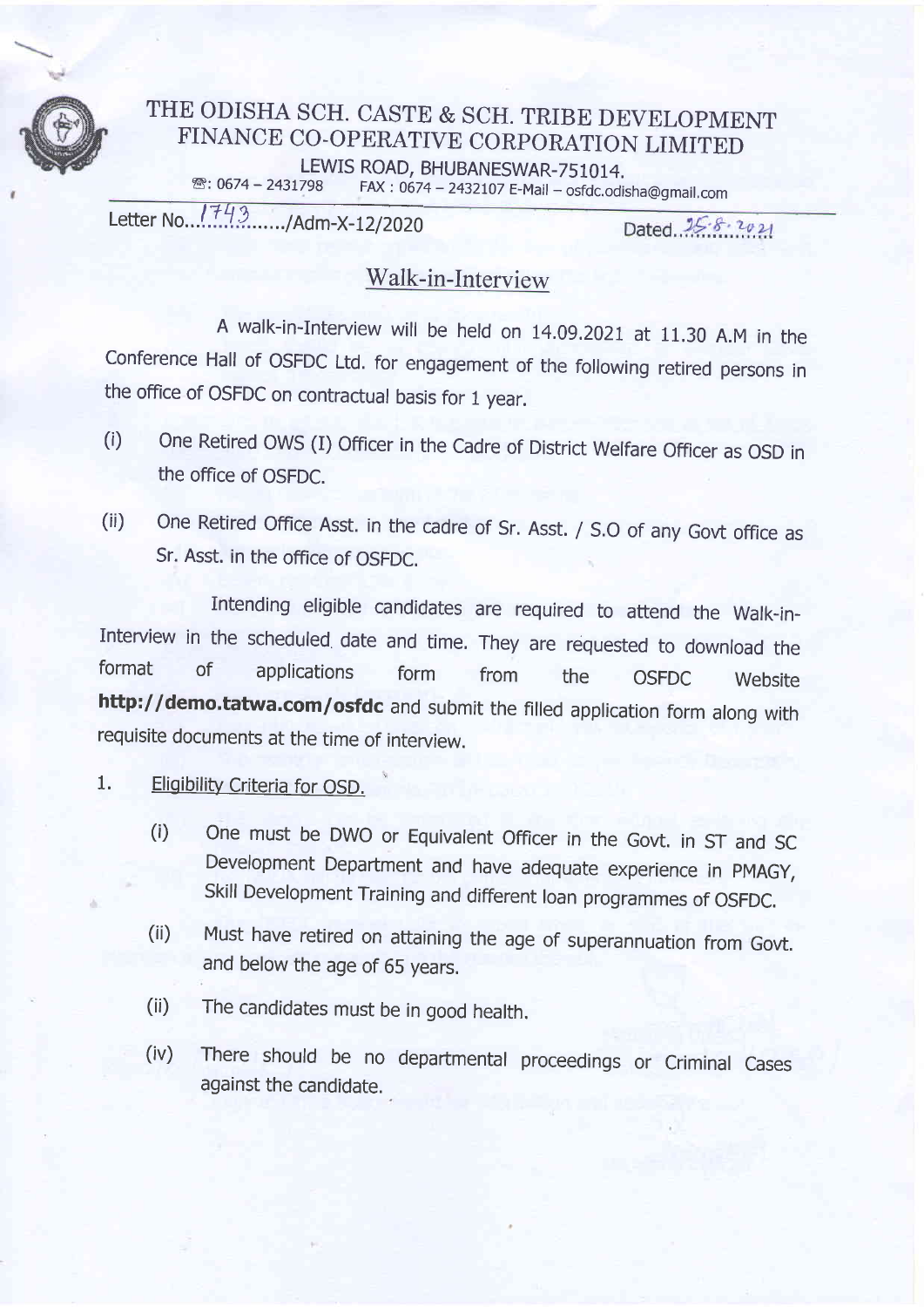# THE ODISHA SCH. CASTE & SCH. TRIBE DEVELOPMENT FINANCE CO-OPERATIVE CORPORATION LIMITED

LEWIS ROAD, BHUBANESWAR-751014.

☎: 0674 – 2431798 FAX : 0674 – 2432107 E-Mail – osfdc.odisha@gmail.com

Letter No...1743......./Adm-X-12/2020 Dated..25.8.2021

## Walk-in-Interview

A walk-in-Interview will be held on 14.09.2021 at 11.30 A.M in the Conference Hall of OSFDC Ltd. for engagement of the following retired persons in the office of OSFDC on contractual basis for 1 year.

(i) One Retired OWS (I) Officer in the Cadre of District Welfare Officer as OSD in the office of OSFDC.

(ii) One Retired Office Asst. in the cadre of Sr. Asst. / S.O of any Govt office as Sr. Asst. in the office of OSFDC.

Intending eligible candidates are required to attend the Walk-in-Interview in the scheduled date and time. They are requested to download the format of applications form from the OSFDC Website **http://demo.tatwa.com/osfdc** and submit the filled application form along with requisite documents at the time of interview.

1. Eligibility Criteria for OSD.

   (i) One must be DWO or Equivalent Officer in the Govt. in ST and SC Development Department and have adequate experience in PMAGY, Skill Development Training and different loan programmes of OSFDC.

   (ii) Must have retired on attaining the age of superannuation from Govt. and below the age of 65 years.

   (ii) The candidates must be in good health.

   (iv) There should be no departmental proceedings or Criminal Cases against the candidate.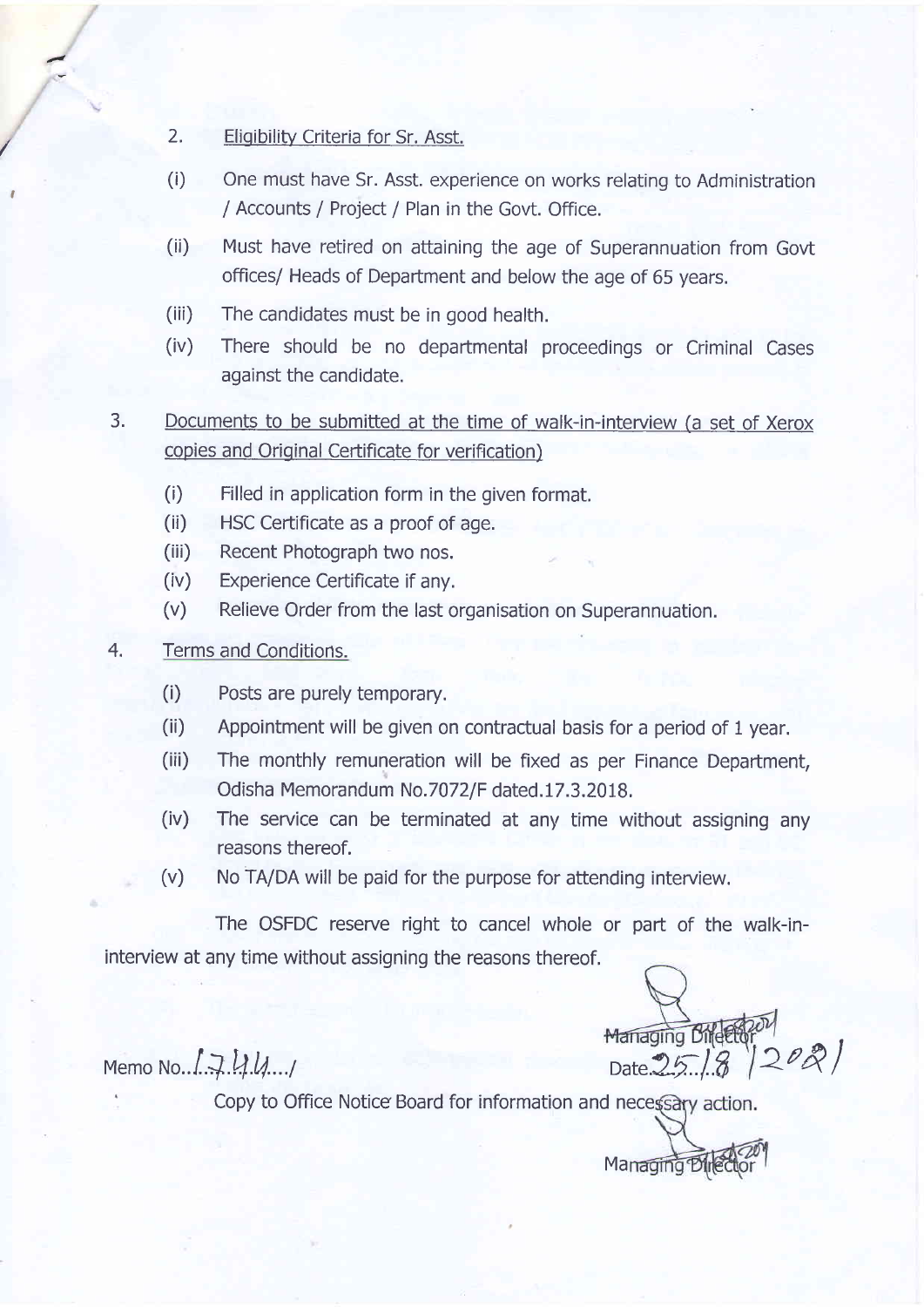2. Eligibility Criteria for Sr. Asst.

(i) One must have Sr. Asst. experience on works relating to Administration / Accounts / Project / Plan in the Govt. Office.

(ii) Must have retired on attaining the age of Superannuation from Govt offices/ Heads of Department and below the age of 65 years.

(iii) The candidates must be in good health.

(iv) There should be no departmental proceedings or Criminal Cases against the candidate.

3. Documents to be submitted at the time of walk-in-interview (a set of Xerox copies and Original Certificate for verification)

(i) Filled in application form in the given format.
(ii) HSC Certificate as a proof of age.
(iii) Recent Photograph two nos.
(iv) Experience Certificate if any.
(v) Relieve Order from the last organisation on Superannuation.

4. Terms and Conditions.

(i) Posts are purely temporary.
(ii) Appointment will be given on contractual basis for a period of 1 year.
(iii) The monthly remuneration will be fixed as per Finance Department, Odisha Memorandum No.7072/F dated.17.3.2018.
(iv) The service can be terminated at any time without assigning any reasons thereof.
(v) No TA/DA will be paid for the purpose for attending interview.

The OSFDC reserve right to cancel whole or part of the walk-in-interview at any time without assigning the reasons thereof.

Managing Director

Memo No. 1744 / Date. 25/8/2021

Copy to Office Notice Board for information and necessary action.

Managing Director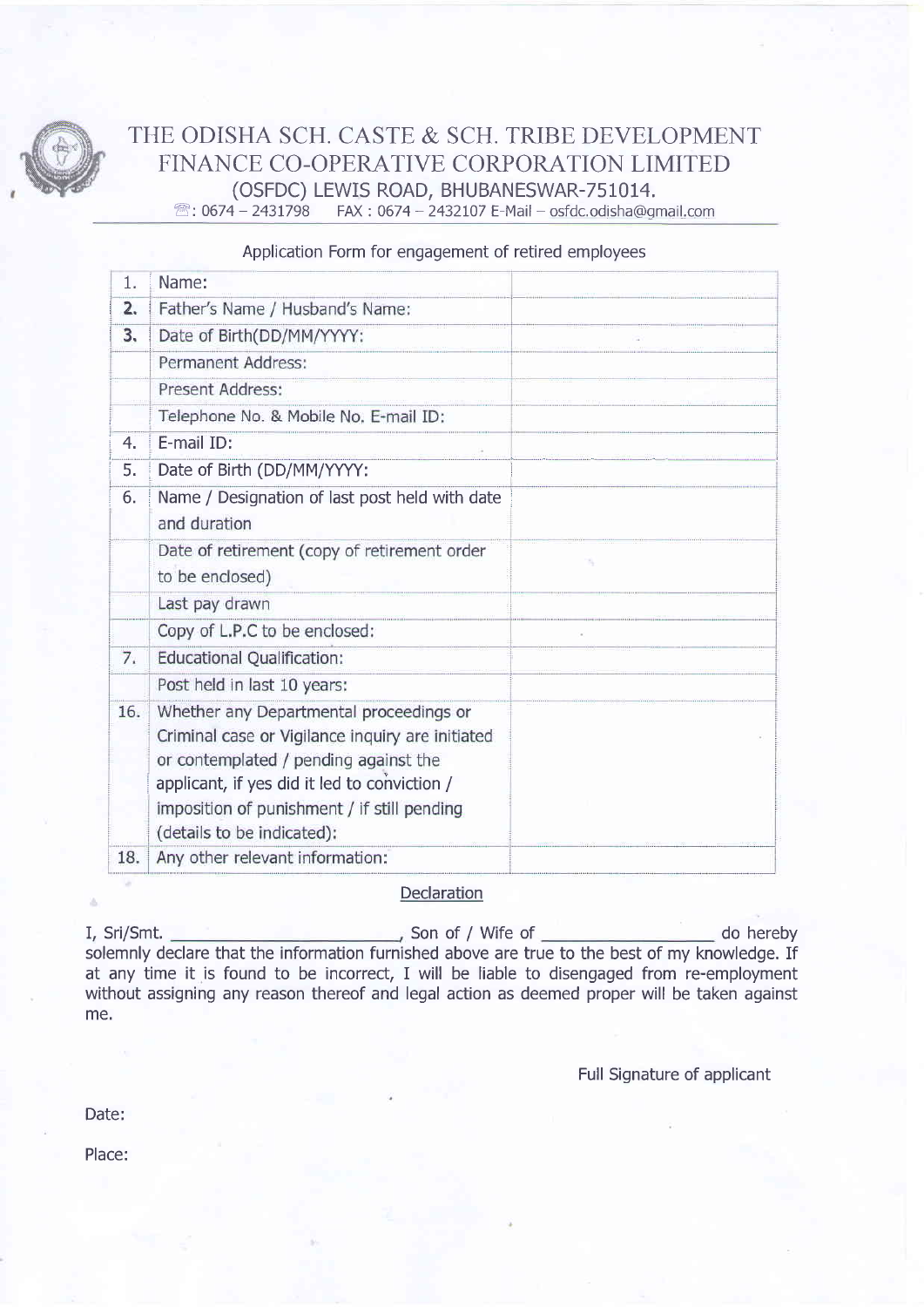# THE ODISHA SCH. CASTE & SCH. TRIBE DEVELOPMENT FINANCE CO-OPERATIVE CORPORATION LIMITED

(OSFDC) LEWIS ROAD, BHUBANESWAR-751014.

☏: 0674 – 2431798 FAX : 0674 – 2432107 E-Mail – osfdc.odisha@gmail.com

Application Form for engagement of retired employees

| | | |
|---|---|---|
| 1. | Name: | |
| 2. | Father's Name / Husband's Name: | |
| 3. | Date of Birth(DD/MM/YYYY: | |
| | Permanent Address: | |
| | Present Address: | |
| | Telephone No. & Mobile No. E-mail ID: | |
| 4. | E-mail ID: | |
| 5. | Date of Birth (DD/MM/YYYY: | |
| 6. | Name / Designation of last post held with date and duration | |
| | Date of retirement (copy of retirement order to be enclosed) | |
| | Last pay drawn | |
| | Copy of L.P.C to be enclosed: | |
| 7. | Educational Qualification: | |
| | Post held in last 10 years: | |
| 16. | Whether any Departmental proceedings or Criminal case or Vigilance inquiry are initiated or contemplated / pending against the applicant, if yes did it led to conviction / imposition of punishment / if still pending (details to be indicated): | |
| 18. | Any other relevant information: | |

## Declaration

I, Sri/Smt. ______________________, Son of / Wife of __________________ do hereby solemnly declare that the information furnished above are true to the best of my knowledge. If at any time it is found to be incorrect, I will be liable to disengaged from re-employment without assigning any reason thereof and legal action as deemed proper will be taken against me.

Full Signature of applicant

Date:

Place: